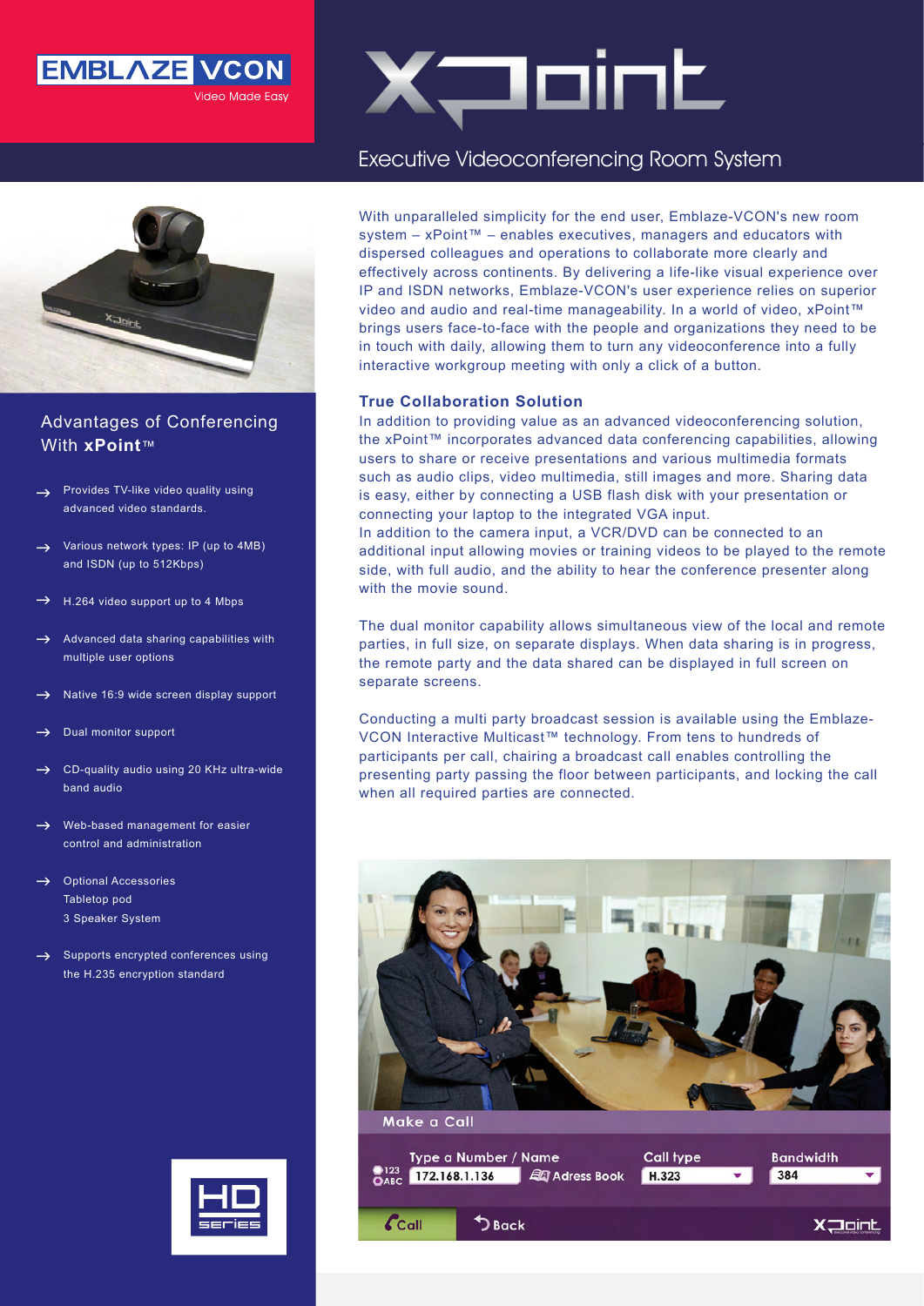EMBLAZE VCON

Video Made Easy

# XPoint

## Executive Videoconferencing Room System

With unparalleled simplicity for the end user, Emblaze-VCON's new room system – xPoint™ – enables executives, managers and educators with dispersed colleagues and operations to collaborate more clearly and effectively across continents. By delivering a life-like visual experience over IP and ISDN networks, Emblaze-VCON's user experience relies on superior video and audio and real-time manageability. In a world of video, xPoint™ brings users face-to-face with the people and organizations they need to be in touch with daily, allowing them to turn any videoconference into a fully interactive workgroup meeting with only a click of a button.

### True Collaboration Solution

In addition to providing value as an advanced videoconferencing solution, the xPoint™ incorporates advanced data conferencing capabilities, allowing users to share or receive presentations and various multimedia formats such as audio clips, video multimedia, still images and more. Sharing data is easy, either by connecting a USB flash disk with your presentation or connecting your laptop to the integrated VGA input.

In addition to the camera input, a VCR/DVD can be connected to an additional input allowing movies or training videos to be played to the remote side, with full audio, and the ability to hear the conference presenter along with the movie sound.

The dual monitor capability allows simultaneous view of the local and remote parties, in full size, on separate displays. When data sharing is in progress, the remote party and the data shared can be displayed in full screen on separate screens.

Conducting a multi party broadcast session is available using the Emblaze-VCON Interactive Multicast™ technology. From tens to hundreds of participants per call, chairing a broadcast call enables controlling the presenting party passing the floor between participants, and locking the call when all required parties are connected.

## Advantages of Conferencing With **xPoint**™

- Provides TV-like video quality using advanced video standards.
- Various network types: IP (up to 4MB) and ISDN (up to 512Kbps)
- H.264 video support up to 4 Mbps
- Advanced data sharing capabilities with multiple user options
- Native 16:9 wide screen display support
- Dual monitor support
- CD-quality audio using 20 KHz ultra-wide band audio
- Web-based management for easier control and administration
- Optional Accessories
  Tabletop pod
  3 Speaker System
- Supports encrypted conferences using the H.235 encryption standard

HD series

Make a Call

Type a Number / Name: 172.168.1.136 | Adress Book | Call type: H.323 | Bandwidth: 384

Call | Back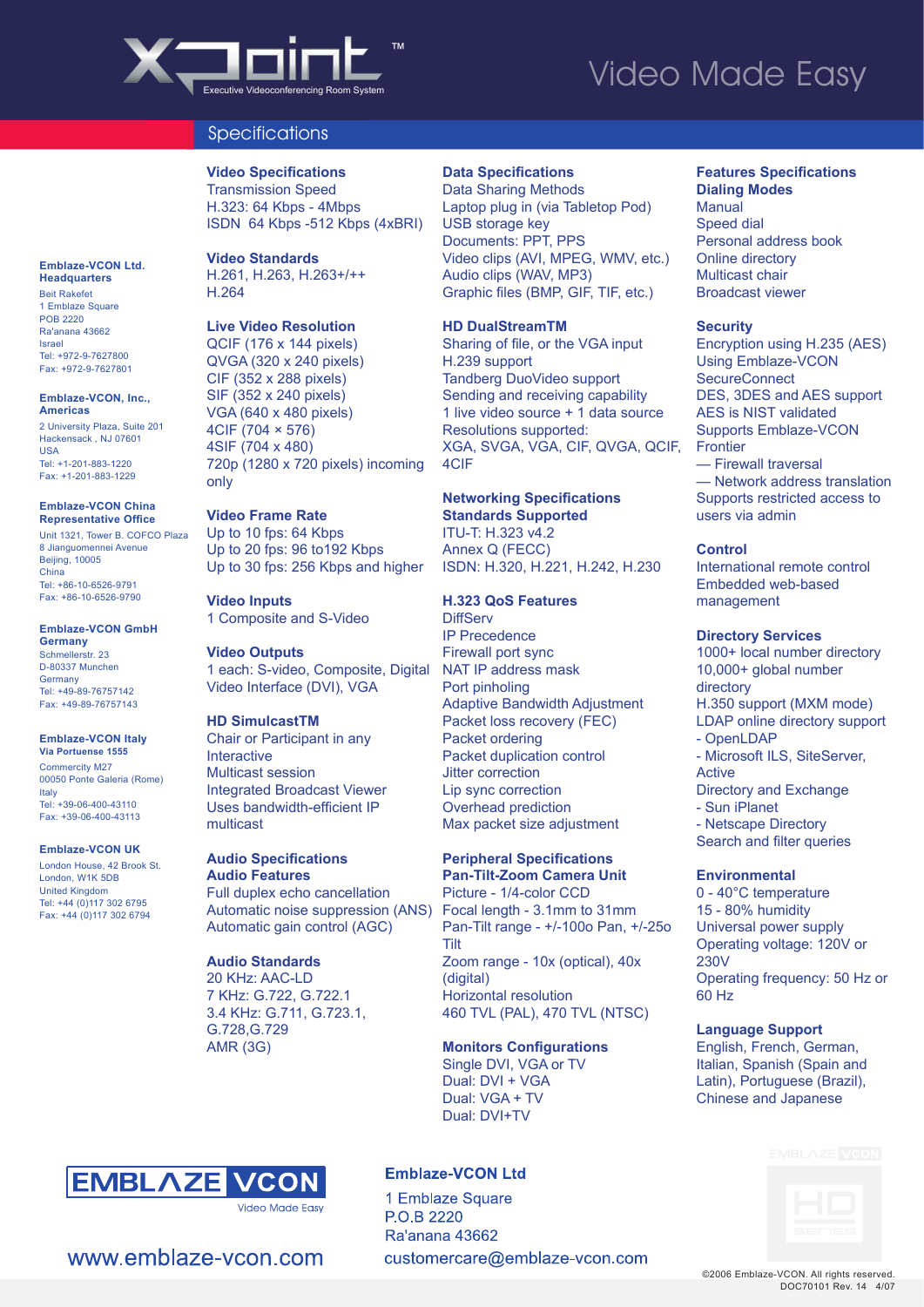# XPoint

Executive Videoconferencing Room System

Video Made Easy

## Specifications

**Emblaze-VCON Ltd. Headquarters**
Beit Rakefet
1 Emblaze Square
POB 2220
Ra'anana 43662
Israel
Tel: +972-9-7627800
Fax: +972-9-7627801

**Emblaze-VCON, Inc., Americas**
2 University Plaza, Suite 201
Hackensack , NJ 07601
USA
Tel: +1-201-883-1220
Fax: +1-201-883-1229

**Emblaze-VCON China Representative Office**
Unit 1321, Tower B. COFCO Plaza
8 Jianguomennei Avenue
Beijing, 10005
China
Tel: +86-10-6526-9791
Fax: +86-10-6526-9790

**Emblaze-VCON GmbH Germany**
Schmellerstr. 23
D-80337 Munchen
Germany
Tel: +49-89-76757142
Fax: +49-89-76757143

**Emblaze-VCON Italy Via Portuense 1555**
Commercity M27
00050 Ponte Galeria (Rome)
Italy
Tel: +39-06-400-43110
Fax: +39-06-400-43113

**Emblaze-VCON UK**
London House, 42 Brook St.
London, W1K 5DB
United Kingdom
Tel: +44 (0)117 302 6795
Fax: +44 (0)117 302 6794

### Video Specifications
Transmission Speed
H.323: 64 Kbps - 4Mbps
ISDN 64 Kbps -512 Kbps (4xBRI)

### Video Standards
H.261, H.263, H.263+/++
H.264

### Live Video Resolution
QCIF (176 x 144 pixels)
QVGA (320 x 240 pixels)
CIF (352 x 288 pixels)
SIF (352 x 240 pixels)
VGA (640 x 480 pixels)
4CIF (704 × 576)
4SIF (704 x 480)
720p (1280 x 720 pixels) incoming only

### Video Frame Rate
Up to 10 fps: 64 Kbps
Up to 20 fps: 96 to192 Kbps
Up to 30 fps: 256 Kbps and higher

### Video Inputs
1 Composite and S-Video

### Video Outputs
1 each: S-video, Composite, Digital Video Interface (DVI), VGA

### HD SimulcastTM
Chair or Participant in any Interactive
Multicast session
Integrated Broadcast Viewer
Uses bandwidth-efficient IP multicast

### Audio Specifications
**Audio Features**
Full duplex echo cancellation
Automatic noise suppression (ANS)
Automatic gain control (AGC)

### Audio Standards
20 KHz: AAC-LD
7 KHz: G.722, G.722.1
3.4 KHz: G.711, G.723.1, G.728,G.729
AMR (3G)

### Data Specifications
Data Sharing Methods
Laptop plug in (via Tabletop Pod)
USB storage key
Documents: PPT, PPS
Video clips (AVI, MPEG, WMV, etc.)
Audio clips (WAV, MP3)
Graphic files (BMP, GIF, TIF, etc.)

### HD DualStreamTM
Sharing of file, or the VGA input
H.239 support
Tandberg DuoVideo support
Sending and receiving capability
1 live video source + 1 data source
Resolutions supported:
XGA, SVGA, VGA, CIF, QVGA, QCIF, 4CIF

### Networking Specifications
**Standards Supported**
ITU-T: H.323 v4.2
Annex Q (FECC)
ISDN: H.320, H.221, H.242, H.230

### H.323 QoS Features
DiffServ
IP Precedence
Firewall port sync
NAT IP address mask
Port pinholing
Adaptive Bandwidth Adjustment
Packet loss recovery (FEC)
Packet ordering
Packet duplication control
Jitter correction
Lip sync correction
Overhead prediction
Max packet size adjustment

### Peripheral Specifications
**Pan-Tilt-Zoom Camera Unit**
Picture - 1/4-color CCD
Focal length - 3.1mm to 31mm
Pan-Tilt range - +/-100o Pan, +/-25o Tilt
Zoom range - 10x (optical), 40x (digital)
Horizontal resolution
460 TVL (PAL), 470 TVL (NTSC)

### Monitors Configurations
Single DVI, VGA or TV
Dual: DVI + VGA
Dual: VGA + TV
Dual: DVI+TV

### Features Specifications
**Dialing Modes**
Manual
Speed dial
Personal address book
Online directory
Multicast chair
Broadcast viewer

### Security
Encryption using H.235 (AES)
Using Emblaze-VCON SecureConnect
DES, 3DES and AES support
AES is NIST validated
Supports Emblaze-VCON Frontier
— Firewall traversal
— Network address translation
Supports restricted access to users via admin

### Control
International remote control
Embedded web-based management

### Directory Services
1000+ local number directory
10,000+ global number directory
H.350 support (MXM mode)
LDAP online directory support
- OpenLDAP
- Microsoft ILS, SiteServer, Active Directory and Exchange
- Sun iPlanet
- Netscape Directory
Search and filter queries

### Environmental
0 - 40°C temperature
15 - 80% humidity
Universal power supply
Operating voltage: 120V or 230V
Operating frequency: 50 Hz or 60 Hz

### Language Support
English, French, German, Italian, Spanish (Spain and Latin), Portuguese (Brazil), Chinese and Japanese

EMBLAZE VCON
Video Made Easy

www.emblaze-vcon.com

**Emblaze-VCON Ltd**
1 Emblaze Square
P.O.B 2220
Ra'anana 43662
customercare@emblaze-vcon.com

EMBLAZE VCON HD SERIES

©2006 Emblaze-VCON. All rights reserved.
DOC70101 Rev. 14 4/07